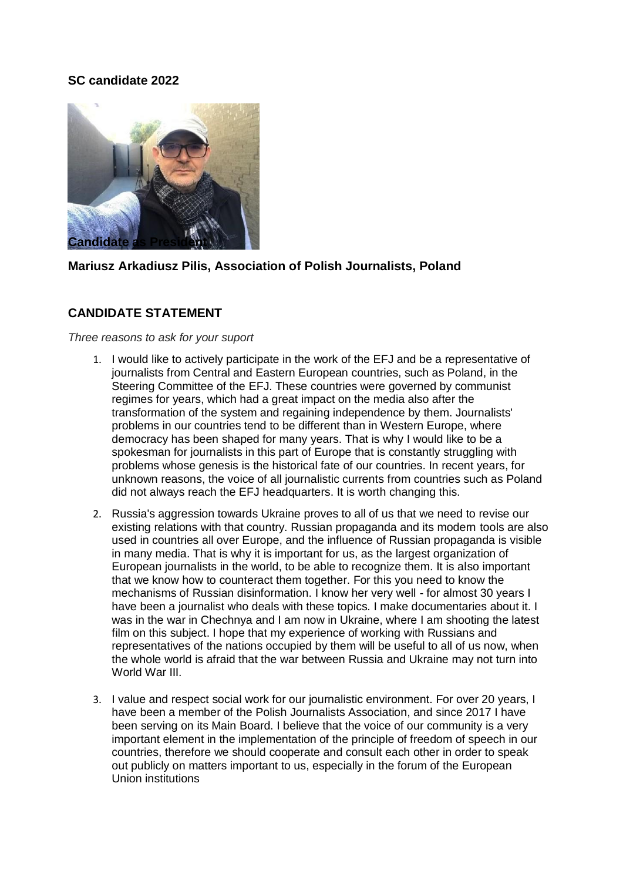**SC candidate 2022**

**Candidate as President**

**Mariusz Arkadiusz Pilis, Association of Polish Journalists, Poland**

## CANDIDATE STATEMENT

*Three reasons to ask for your suport*

1. I would like to actively participate in the work of the EFJ and be a representative of journalists from Central and Eastern European countries, such as Poland, in the Steering Committee of the EFJ. These countries were governed by communist regimes for years, which had a great impact on the media also after the transformation of the system and regaining independence by them. Journalists' problems in our countries tend to be different than in Western Europe, where democracy has been shaped for many years. That is why I would like to be a spokesman for journalists in this part of Europe that is constantly struggling with problems whose genesis is the historical fate of our countries. In recent years, for unknown reasons, the voice of all journalistic currents from countries such as Poland did not always reach the EFJ headquarters. It is worth changing this.
2. Russia's aggression towards Ukraine proves to all of us that we need to revise our existing relations with that country. Russian propaganda and its modern tools are also used in countries all over Europe, and the influence of Russian propaganda is visible in many media. That is why it is important for us, as the largest organization of European journalists in the world, to be able to recognize them. It is also important that we know how to counteract them together. For this you need to know the mechanisms of Russian disinformation. I know her very well - for almost 30 years I have been a journalist who deals with these topics. I make documentaries about it. I was in the war in Chechnya and I am now in Ukraine, where I am shooting the latest film on this subject. I hope that my experience of working with Russians and representatives of the nations occupied by them will be useful to all of us now, when the whole world is afraid that the war between Russia and Ukraine may not turn into World War III.
3. I value and respect social work for our journalistic environment. For over 20 years, I have been a member of the Polish Journalists Association, and since 2017 I have been serving on its Main Board. I believe that the voice of our community is a very important element in the implementation of the principle of freedom of speech in our countries, therefore we should cooperate and consult each other in order to speak out publicly on matters important to us, especially in the forum of the European Union institutions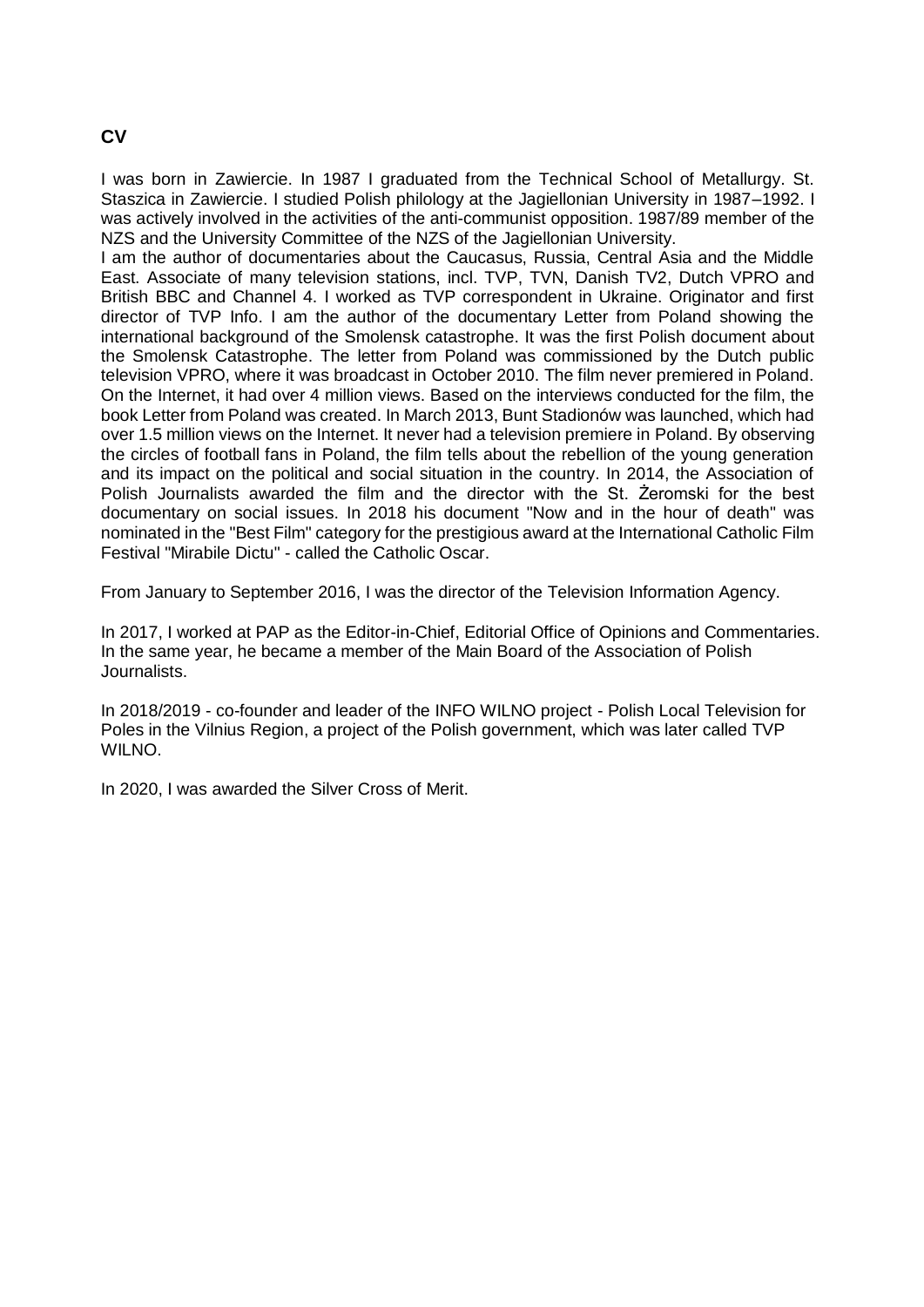**CV**

I was born in Zawiercie. In 1987 I graduated from the Technical School of Metallurgy. St. Staszica in Zawiercie. I studied Polish philology at the Jagiellonian University in 1987–1992. I was actively involved in the activities of the anti-communist opposition. 1987/89 member of the NZS and the University Committee of the NZS of the Jagiellonian University.
I am the author of documentaries about the Caucasus, Russia, Central Asia and the Middle East. Associate of many television stations, incl. TVP, TVN, Danish TV2, Dutch VPRO and British BBC and Channel 4. I worked as TVP correspondent in Ukraine. Originator and first director of TVP Info. I am the author of the documentary Letter from Poland showing the international background of the Smolensk catastrophe. It was the first Polish document about the Smolensk Catastrophe. The letter from Poland was commissioned by the Dutch public television VPRO, where it was broadcast in October 2010. The film never premiered in Poland. On the Internet, it had over 4 million views. Based on the interviews conducted for the film, the book Letter from Poland was created. In March 2013, Bunt Stadionów was launched, which had over 1.5 million views on the Internet. It never had a television premiere in Poland. By observing the circles of football fans in Poland, the film tells about the rebellion of the young generation and its impact on the political and social situation in the country. In 2014, the Association of Polish Journalists awarded the film and the director with the St. Żeromski for the best documentary on social issues. In 2018 his document "Now and in the hour of death" was nominated in the "Best Film" category for the prestigious award at the International Catholic Film Festival "Mirabile Dictu" - called the Catholic Oscar.

From January to September 2016, I was the director of the Television Information Agency.

In 2017, I worked at PAP as the Editor-in-Chief, Editorial Office of Opinions and Commentaries. In the same year, he became a member of the Main Board of the Association of Polish Journalists.

In 2018/2019 - co-founder and leader of the INFO WILNO project - Polish Local Television for Poles in the Vilnius Region, a project of the Polish government, which was later called TVP WILNO.

In 2020, I was awarded the Silver Cross of Merit.